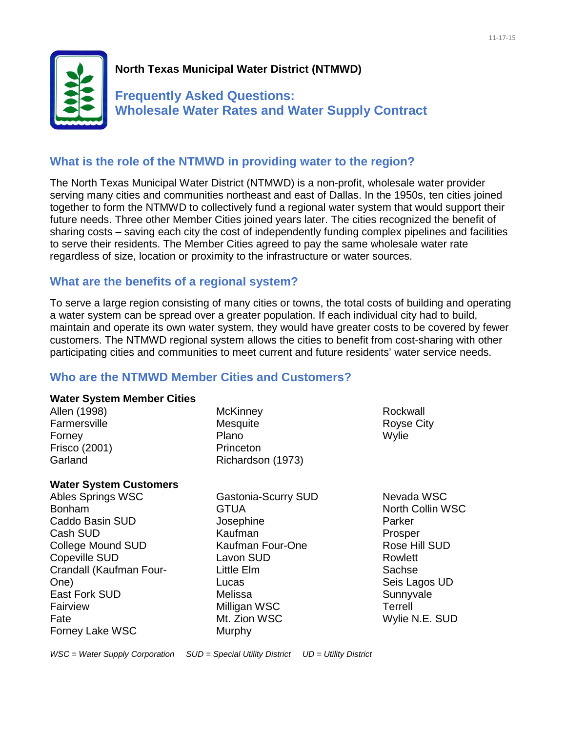# North Texas Municipal Water District (NTMWD)

## Frequently Asked Questions: Wholesale Water Rates and Water Supply Contract

## What is the role of the NTMWD in providing water to the region?

The North Texas Municipal Water District (NTMWD) is a non-profit, wholesale water provider serving many cities and communities northeast and east of Dallas. In the 1950s, ten cities joined together to form the NTMWD to collectively fund a regional water system that would support their future needs. Three other Member Cities joined years later. The cities recognized the benefit of sharing costs – saving each city the cost of independently funding complex pipelines and facilities to serve their residents. The Member Cities agreed to pay the same wholesale water rate regardless of size, location or proximity to the infrastructure or water sources.

## What are the benefits of a regional system?

To serve a large region consisting of many cities or towns, the total costs of building and operating a water system can be spread over a greater population. If each individual city had to build, maintain and operate its own water system, they would have greater costs to be covered by fewer customers. The NTMWD regional system allows the cities to benefit from cost-sharing with other participating cities and communities to meet current and future residents' water service needs.

## Who are the NTMWD Member Cities and Customers?

**Water System Member Cities**

- Allen (1998)
- Farmersville
- Forney
- Frisco (2001)
- Garland
- McKinney
- Mesquite
- Plano
- Princeton
- Richardson (1973)
- Rockwall
- Royse City
- Wylie

**Water System Customers**

- Ables Springs WSC
- Bonham
- Caddo Basin SUD
- Cash SUD
- College Mound SUD
- Copeville SUD
- Crandall (Kaufman Four-One)
- East Fork SUD
- Fairview
- Fate
- Forney Lake WSC
- Gastonia-Scurry SUD
- GTUA
- Josephine
- Kaufman
- Kaufman Four-One
- Lavon SUD
- Little Elm
- Lucas
- Melissa
- Milligan WSC
- Mt. Zion WSC
- Murphy
- Nevada WSC
- North Collin WSC
- Parker
- Prosper
- Rose Hill SUD
- Rowlett
- Sachse
- Seis Lagos UD
- Sunnyvale
- Terrell
- Wylie N.E. SUD

*WSC = Water Supply Corporation     SUD = Special Utility District     UD = Utility District*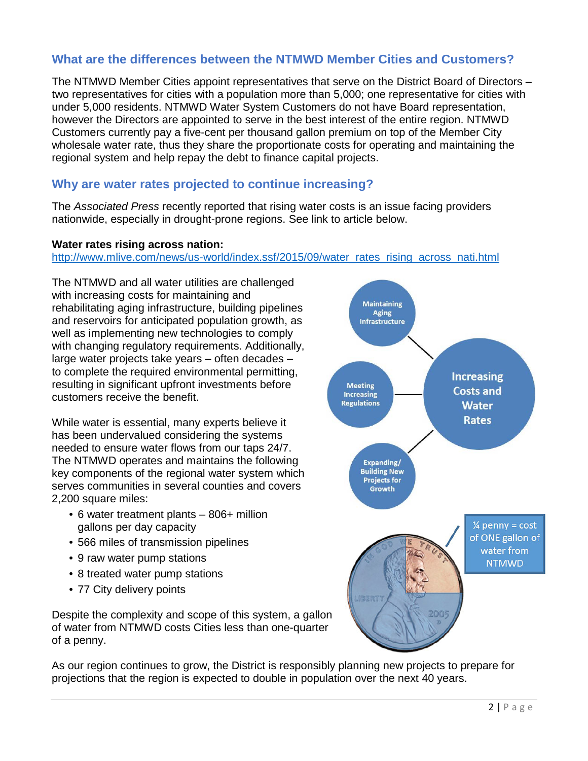## What are the differences between the NTMWD Member Cities and Customers?

The NTMWD Member Cities appoint representatives that serve on the District Board of Directors – two representatives for cities with a population more than 5,000; one representative for cities with under 5,000 residents. NTMWD Water System Customers do not have Board representation, however the Directors are appointed to serve in the best interest of the entire region. NTMWD Customers currently pay a five-cent per thousand gallon premium on top of the Member City wholesale water rate, thus they share the proportionate costs for operating and maintaining the regional system and help repay the debt to finance capital projects.

## Why are water rates projected to continue increasing?

The *Associated Press* recently reported that rising water costs is an issue facing providers nationwide, especially in drought-prone regions. See link to article below.

**Water rates rising across nation:**
http://www.mlive.com/news/us-world/index.ssf/2015/09/water_rates_rising_across_nati.html

The NTMWD and all water utilities are challenged with increasing costs for maintaining and rehabilitating aging infrastructure, building pipelines and reservoirs for anticipated population growth, as well as implementing new technologies to comply with changing regulatory requirements. Additionally, large water projects take years – often decades – to complete the required environmental permitting, resulting in significant upfront investments before customers receive the benefit.

Maintaining Aging Infrastructure

Meeting Increasing Regulations

Expanding/ Building New Projects for Growth

Increasing Costs and Water Rates

While water is essential, many experts believe it has been undervalued considering the systems needed to ensure water flows from our taps 24/7. The NTMWD operates and maintains the following key components of the regional water system which serves communities in several counties and covers 2,200 square miles:

- 6 water treatment plants – 806+ million gallons per day capacity
- 566 miles of transmission pipelines
- 9 raw water pump stations
- 8 treated water pump stations
- 77 City delivery points

¼ penny = cost of ONE gallon of water from NTMWD

Despite the complexity and scope of this system, a gallon of water from NTMWD costs Cities less than one-quarter of a penny.

As our region continues to grow, the District is responsibly planning new projects to prepare for projections that the region is expected to double in population over the next 40 years.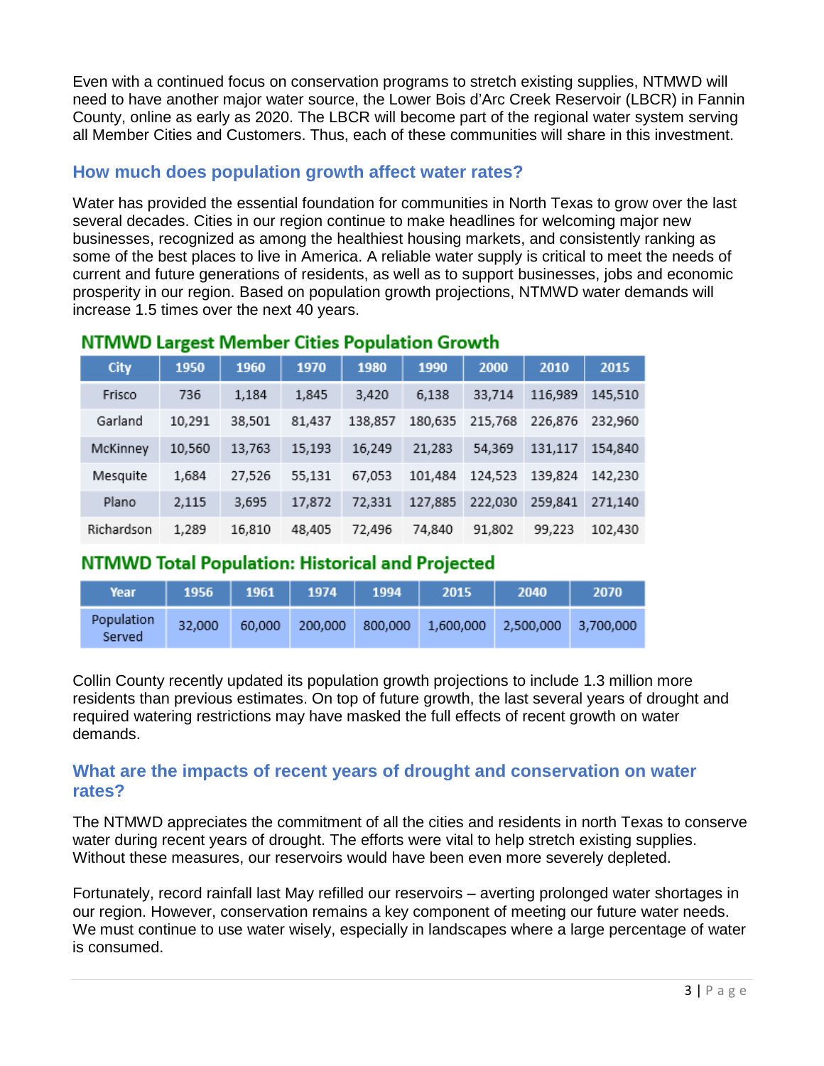Even with a continued focus on conservation programs to stretch existing supplies, NTMWD will need to have another major water source, the Lower Bois d'Arc Creek Reservoir (LBCR) in Fannin County, online as early as 2020. The LBCR will become part of the regional water system serving all Member Cities and Customers. Thus, each of these communities will share in this investment.

## How much does population growth affect water rates?

Water has provided the essential foundation for communities in North Texas to grow over the last several decades. Cities in our region continue to make headlines for welcoming major new businesses, recognized as among the healthiest housing markets, and consistently ranking as some of the best places to live in America. A reliable water supply is critical to meet the needs of current and future generations of residents, as well as to support businesses, jobs and economic prosperity in our region. Based on population growth projections, NTMWD water demands will increase 1.5 times over the next 40 years.

### NTMWD Largest Member Cities Population Growth

| City | 1950 | 1960 | 1970 | 1980 | 1990 | 2000 | 2010 | 2015 |
|---|---|---|---|---|---|---|---|---|
| Frisco | 736 | 1,184 | 1,845 | 3,420 | 6,138 | 33,714 | 116,989 | 145,510 |
| Garland | 10,291 | 38,501 | 81,437 | 138,857 | 180,635 | 215,768 | 226,876 | 232,960 |
| McKinney | 10,560 | 13,763 | 15,193 | 16,249 | 21,283 | 54,369 | 131,117 | 154,840 |
| Mesquite | 1,684 | 27,526 | 55,131 | 67,053 | 101,484 | 124,523 | 139,824 | 142,230 |
| Plano | 2,115 | 3,695 | 17,872 | 72,331 | 127,885 | 222,030 | 259,841 | 271,140 |
| Richardson | 1,289 | 16,810 | 48,405 | 72,496 | 74,840 | 91,802 | 99,223 | 102,430 |

### NTMWD Total Population: Historical and Projected

| Year | 1956 | 1961 | 1974 | 1994 | 2015 | 2040 | 2070 |
|---|---|---|---|---|---|---|---|
| Population Served | 32,000 | 60,000 | 200,000 | 800,000 | 1,600,000 | 2,500,000 | 3,700,000 |

Collin County recently updated its population growth projections to include 1.3 million more residents than previous estimates. On top of future growth, the last several years of drought and required watering restrictions may have masked the full effects of recent growth on water demands.

## What are the impacts of recent years of drought and conservation on water rates?

The NTMWD appreciates the commitment of all the cities and residents in north Texas to conserve water during recent years of drought. The efforts were vital to help stretch existing supplies. Without these measures, our reservoirs would have been even more severely depleted.

Fortunately, record rainfall last May refilled our reservoirs – averting prolonged water shortages in our region. However, conservation remains a key component of meeting our future water needs. We must continue to use water wisely, especially in landscapes where a large percentage of water is consumed.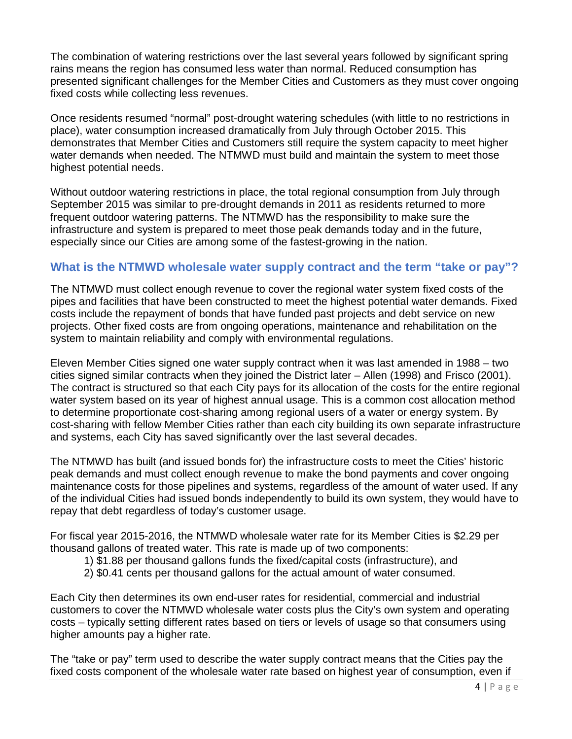The combination of watering restrictions over the last several years followed by significant spring rains means the region has consumed less water than normal. Reduced consumption has presented significant challenges for the Member Cities and Customers as they must cover ongoing fixed costs while collecting less revenues.

Once residents resumed "normal" post-drought watering schedules (with little to no restrictions in place), water consumption increased dramatically from July through October 2015. This demonstrates that Member Cities and Customers still require the system capacity to meet higher water demands when needed. The NTMWD must build and maintain the system to meet those highest potential needs.

Without outdoor watering restrictions in place, the total regional consumption from July through September 2015 was similar to pre-drought demands in 2011 as residents returned to more frequent outdoor watering patterns. The NTMWD has the responsibility to make sure the infrastructure and system is prepared to meet those peak demands today and in the future, especially since our Cities are among some of the fastest-growing in the nation.

## What is the NTMWD wholesale water supply contract and the term "take or pay"?

The NTMWD must collect enough revenue to cover the regional water system fixed costs of the pipes and facilities that have been constructed to meet the highest potential water demands. Fixed costs include the repayment of bonds that have funded past projects and debt service on new projects. Other fixed costs are from ongoing operations, maintenance and rehabilitation on the system to maintain reliability and comply with environmental regulations.

Eleven Member Cities signed one water supply contract when it was last amended in 1988 – two cities signed similar contracts when they joined the District later – Allen (1998) and Frisco (2001). The contract is structured so that each City pays for its allocation of the costs for the entire regional water system based on its year of highest annual usage. This is a common cost allocation method to determine proportionate cost-sharing among regional users of a water or energy system. By cost-sharing with fellow Member Cities rather than each city building its own separate infrastructure and systems, each City has saved significantly over the last several decades.

The NTMWD has built (and issued bonds for) the infrastructure costs to meet the Cities' historic peak demands and must collect enough revenue to make the bond payments and cover ongoing maintenance costs for those pipelines and systems, regardless of the amount of water used. If any of the individual Cities had issued bonds independently to build its own system, they would have to repay that debt regardless of today's customer usage.

For fiscal year 2015-2016, the NTMWD wholesale water rate for its Member Cities is $2.29 per thousand gallons of treated water. This rate is made up of two components:

1) $1.88 per thousand gallons funds the fixed/capital costs (infrastructure), and
2) $0.41 cents per thousand gallons for the actual amount of water consumed.

Each City then determines its own end-user rates for residential, commercial and industrial customers to cover the NTMWD wholesale water costs plus the City's own system and operating costs – typically setting different rates based on tiers or levels of usage so that consumers using higher amounts pay a higher rate.

The "take or pay" term used to describe the water supply contract means that the Cities pay the fixed costs component of the wholesale water rate based on highest year of consumption, even if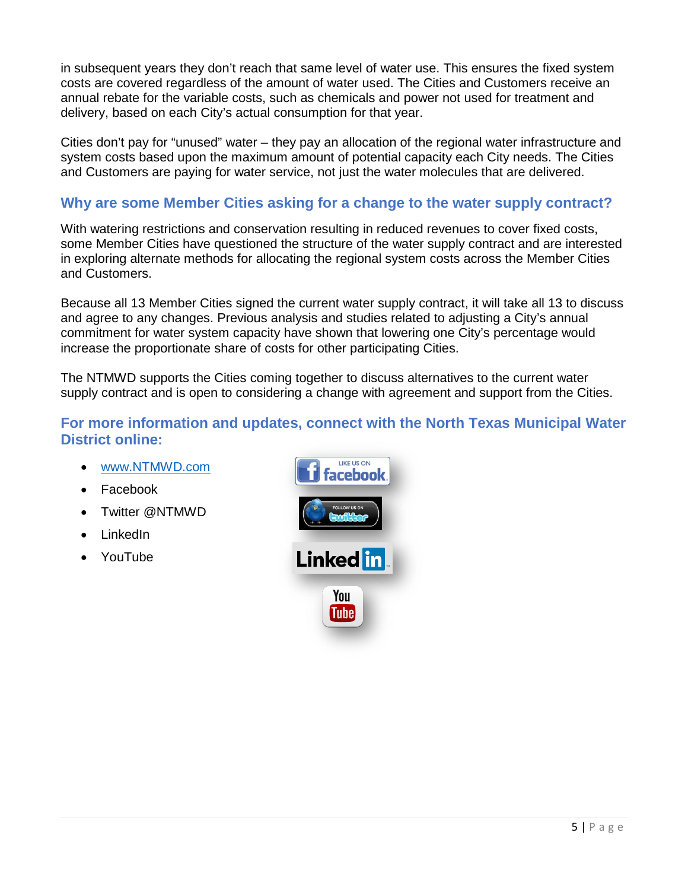in subsequent years they don't reach that same level of water use. This ensures the fixed system costs are covered regardless of the amount of water used. The Cities and Customers receive an annual rebate for the variable costs, such as chemicals and power not used for treatment and delivery, based on each City's actual consumption for that year.

Cities don't pay for "unused" water – they pay an allocation of the regional water infrastructure and system costs based upon the maximum amount of potential capacity each City needs. The Cities and Customers are paying for water service, not just the water molecules that are delivered.

## Why are some Member Cities asking for a change to the water supply contract?

With watering restrictions and conservation resulting in reduced revenues to cover fixed costs, some Member Cities have questioned the structure of the water supply contract and are interested in exploring alternate methods for allocating the regional system costs across the Member Cities and Customers.

Because all 13 Member Cities signed the current water supply contract, it will take all 13 to discuss and agree to any changes. Previous analysis and studies related to adjusting a City's annual commitment for water system capacity have shown that lowering one City's percentage would increase the proportionate share of costs for other participating Cities.

The NTMWD supports the Cities coming together to discuss alternatives to the current water supply contract and is open to considering a change with agreement and support from the Cities.

## For more information and updates, connect with the North Texas Municipal Water District online:

- www.NTMWD.com
- Facebook
- Twitter @NTMWD
- LinkedIn
- YouTube